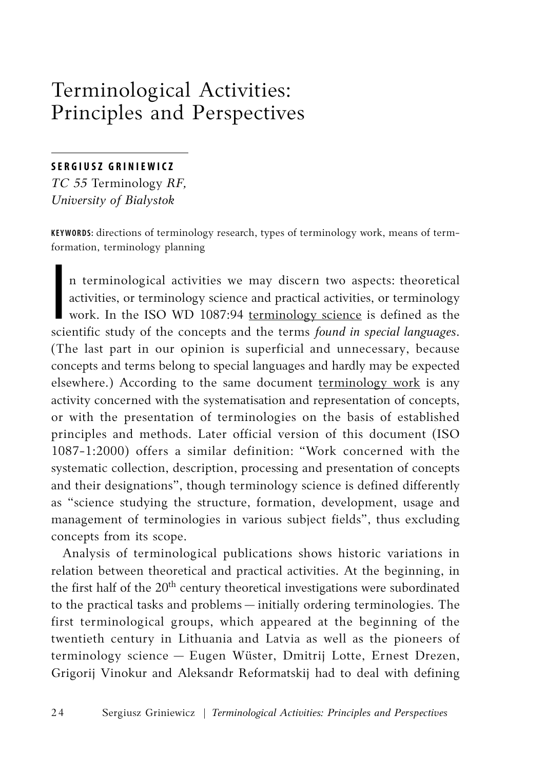# Terminological Activities: Principles and Perspectives

**SERGIUSZ GRINIEWICZ**
*TC 55* Terminology *RF,*
*University of Bialystok*

**KEYWORDS:** directions of terminology research, types of terminology work, means of term-formation, terminology planning

In terminological activities we may discern two aspects: theoretical activities, or terminology science and practical activities, or terminology work. In the ISO WD 1087:94 terminology science is defined as the scientific study of the concepts and the terms *found in special languages*. (The last part in our opinion is superficial and unnecessary, because concepts and terms belong to special languages and hardly may be expected elsewhere.) According to the same document terminology work is any activity concerned with the systematisation and representation of concepts, or with the presentation of terminologies on the basis of established principles and methods. Later official version of this document (ISO 1087-1:2000) offers a similar definition: "Work concerned with the systematic collection, description, processing and presentation of concepts and their designations", though terminology science is defined differently as "science studying the structure, formation, development, usage and management of terminologies in various subject fields", thus excluding concepts from its scope.

Analysis of terminological publications shows historic variations in relation between theoretical and practical activities. At the beginning, in the first half of the 20th century theoretical investigations were subordinated to the practical tasks and problems — initially ordering terminologies. The first terminological groups, which appeared at the beginning of the twentieth century in Lithuania and Latvia as well as the pioneers of terminology science — Eugen Wüster, Dmitrij Lotte, Ernest Drezen, Grigorij Vinokur and Aleksandr Reformatskij had to deal with defining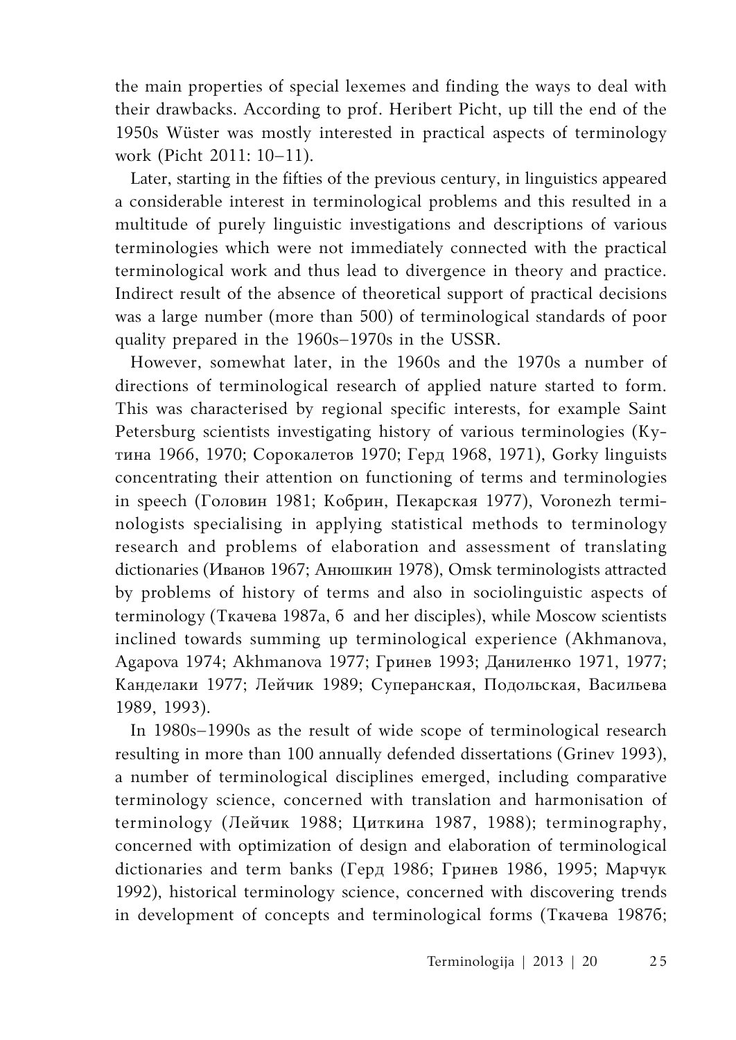the main properties of special lexemes and finding the ways to deal with their drawbacks. According to prof. Heribert Picht, up till the end of the 1950s Wüster was mostly interested in practical aspects of terminology work (Picht 2011: 10–11).

Later, starting in the fifties of the previous century, in linguistics appeared a considerable interest in terminological problems and this resulted in a multitude of purely linguistic investigations and descriptions of various terminologies which were not immediately connected with the practical terminological work and thus lead to divergence in theory and practice. Indirect result of the absence of theoretical support of practical decisions was a large number (more than 500) of terminological standards of poor quality prepared in the 1960s–1970s in the USSR.

However, somewhat later, in the 1960s and the 1970s a number of directions of terminological research of applied nature started to form. This was characterised by regional specific interests, for example Saint Petersburg scientists investigating history of various terminologies (Кутина 1966, 1970; Сорокалетов 1970; Герд 1968, 1971), Gorky linguists concentrating their attention on functioning of terms and terminologies in speech (Головин 1981; Кобрин, Пекарская 1977), Voronezh terminologists specialising in applying statistical methods to terminology research and problems of elaboration and assessment of translating dictionaries (Иванов 1967; Анюшкин 1978), Omsk terminologists attracted by problems of history of terms and also in sociolinguistic aspects of terminology (Ткачева 1987а, б and her disciples), while Moscow scientists inclined towards summing up terminological experience (Akhmanova, Agapova 1974; Akhmanova 1977; Гринев 1993; Даниленко 1971, 1977; Канделаки 1977; Лейчик 1989; Суперанская, Подольская, Васильева 1989, 1993).

In 1980s–1990s as the result of wide scope of terminological research resulting in more than 100 annually defended dissertations (Grinev 1993), a number of terminological disciplines emerged, including comparative terminology science, concerned with translation and harmonisation of terminology (Лейчик 1988; Циткина 1987, 1988); terminography, concerned with optimization of design and elaboration of terminological dictionaries and term banks (Герд 1986; Гринев 1986, 1995; Марчук 1992), historical terminology science, concerned with discovering trends in development of concepts and terminological forms (Ткачева 1987б;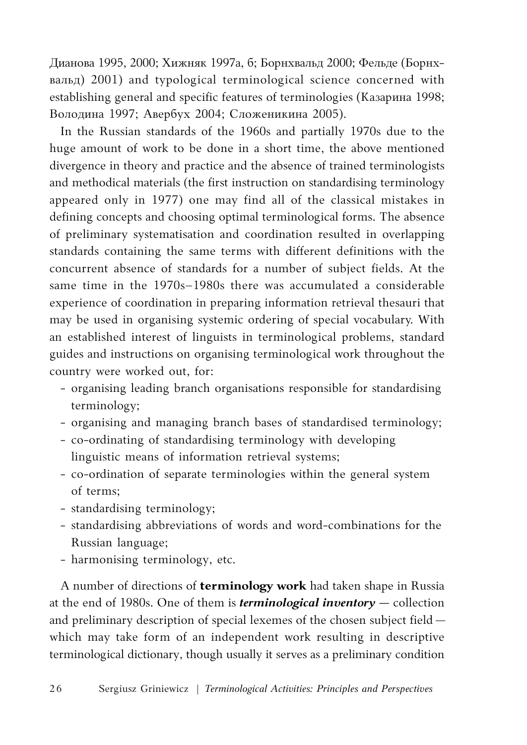Дианова 1995, 2000; Хижняк 1997а, б; Борнхвальд 2000; Фельде (Борнхвальд) 2001) and typological terminological science concerned with establishing general and specific features of terminologies (Казарина 1998; Володина 1997; Авербух 2004; Сложеникина 2005).

In the Russian standards of the 1960s and partially 1970s due to the huge amount of work to be done in a short time, the above mentioned divergence in theory and practice and the absence of trained terminologists and methodical materials (the first instruction on standardising terminology appeared only in 1977) one may find all of the classical mistakes in defining concepts and choosing optimal terminological forms. The absence of preliminary systematisation and coordination resulted in overlapping standards containing the same terms with different definitions with the concurrent absence of standards for a number of subject fields. At the same time in the 1970s–1980s there was accumulated a considerable experience of coordination in preparing information retrieval thesauri that may be used in organising systemic ordering of special vocabulary. With an established interest of linguists in terminological problems, standard guides and instructions on organising terminological work throughout the country were worked out, for:

- organising leading branch organisations responsible for standardising terminology;
- organising and managing branch bases of standardised terminology;
- co-ordinating of standardising terminology with developing linguistic means of information retrieval systems;
- co-ordination of separate terminologies within the general system of terms;
- standardising terminology;
- standardising abbreviations of words and word-combinations for the Russian language;
- harmonising terminology, etc.

A number of directions of **terminology work** had taken shape in Russia at the end of 1980s. One of them is ***terminological inventory*** — collection and preliminary description of special lexemes of the chosen subject field — which may take form of an independent work resulting in descriptive terminological dictionary, though usually it serves as a preliminary condition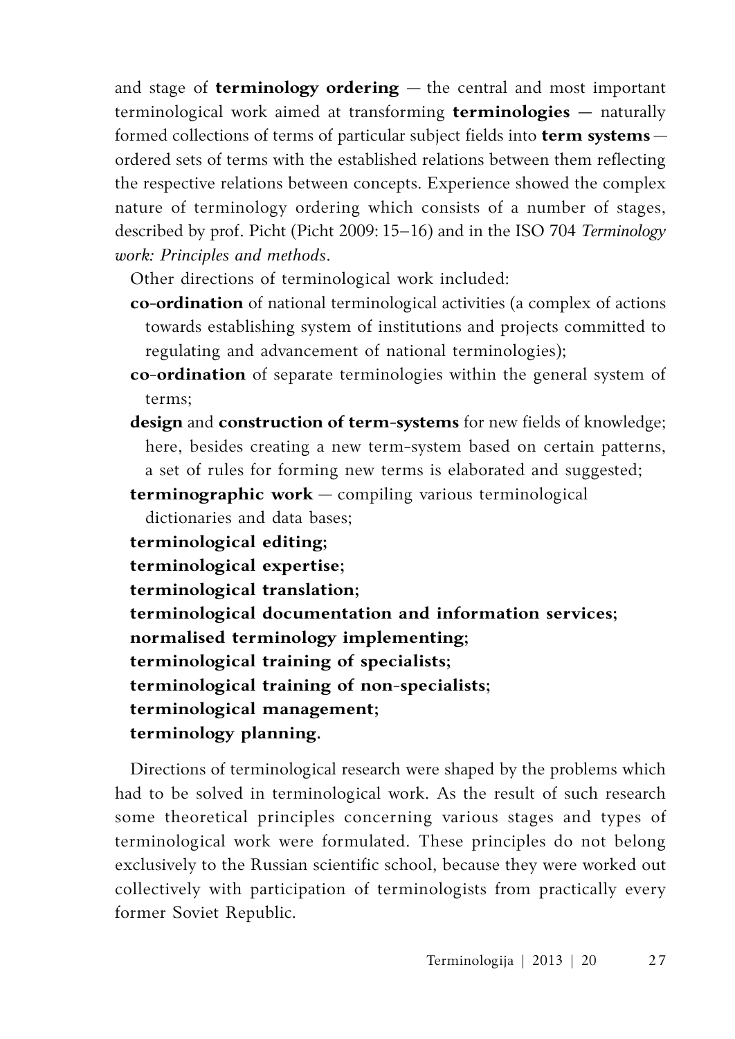and stage of **terminology ordering** — the central and most important terminological work aimed at transforming **terminologies** — naturally formed collections of terms of particular subject fields into **term systems** — ordered sets of terms with the established relations between them reflecting the respective relations between concepts. Experience showed the complex nature of terminology ordering which consists of a number of stages, described by prof. Picht (Picht 2009: 15–16) and in the ISO 704 *Terminology work: Principles and methods*.

Other directions of terminological work included:

- **co-ordination** of national terminological activities (a complex of actions towards establishing system of institutions and projects committed to regulating and advancement of national terminologies);
- **co-ordination** of separate terminologies within the general system of terms;
- **design** and **construction of term-systems** for new fields of knowledge; here, besides creating a new term-system based on certain patterns, a set of rules for forming new terms is elaborated and suggested;
- **terminographic work** — compiling various terminological dictionaries and data bases;
- **terminological editing;**
- **terminological expertise;**
- **terminological translation;**
- **terminological documentation and information services;**
- **normalised terminology implementing;**
- **terminological training of specialists;**
- **terminological training of non-specialists;**
- **terminological management;**
- **terminology planning.**

Directions of terminological research were shaped by the problems which had to be solved in terminological work. As the result of such research some theoretical principles concerning various stages and types of terminological work were formulated. These principles do not belong exclusively to the Russian scientific school, because they were worked out collectively with participation of terminologists from practically every former Soviet Republic.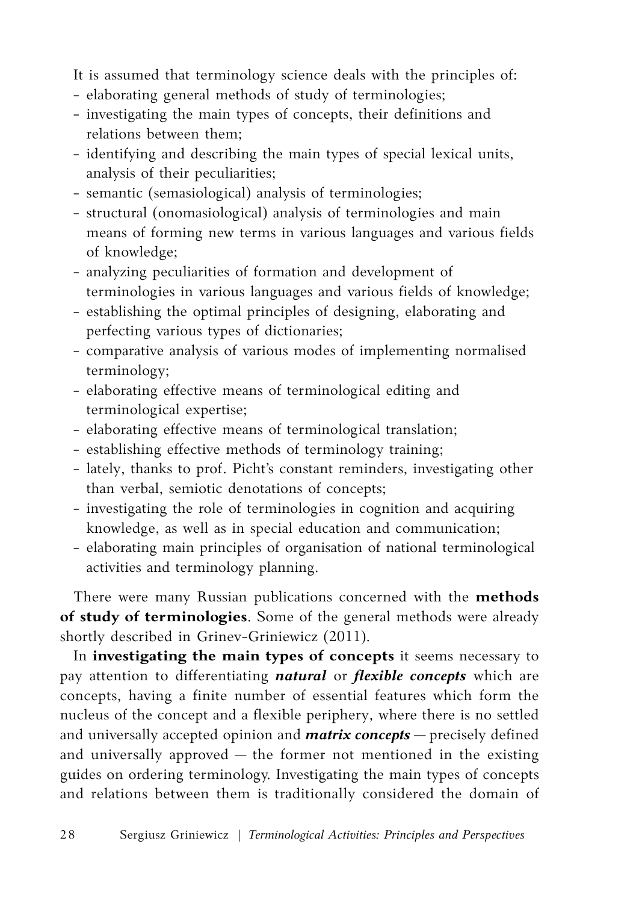It is assumed that terminology science deals with the principles of:

- elaborating general methods of study of terminologies;
- investigating the main types of concepts, their definitions and relations between them;
- identifying and describing the main types of special lexical units, analysis of their peculiarities;
- semantic (semasiological) analysis of terminologies;
- structural (onomasiological) analysis of terminologies and main means of forming new terms in various languages and various fields of knowledge;
- analyzing peculiarities of formation and development of terminologies in various languages and various fields of knowledge;
- establishing the optimal principles of designing, elaborating and perfecting various types of dictionaries;
- comparative analysis of various modes of implementing normalised terminology;
- elaborating effective means of terminological editing and terminological expertise;
- elaborating effective means of terminological translation;
- establishing effective methods of terminology training;
- lately, thanks to prof. Picht's constant reminders, investigating other than verbal, semiotic denotations of concepts;
- investigating the role of terminologies in cognition and acquiring knowledge, as well as in special education and communication;
- elaborating main principles of organisation of national terminological activities and terminology planning.

There were many Russian publications concerned with the **methods of study of terminologies**. Some of the general methods were already shortly described in Grinev-Griniewicz (2011).

In **investigating the main types of concepts** it seems necessary to pay attention to differentiating ***natural*** or ***flexible concepts*** which are concepts, having a finite number of essential features which form the nucleus of the concept and a flexible periphery, where there is no settled and universally accepted opinion and ***matrix concepts*** — precisely defined and universally approved — the former not mentioned in the existing guides on ordering terminology. Investigating the main types of concepts and relations between them is traditionally considered the domain of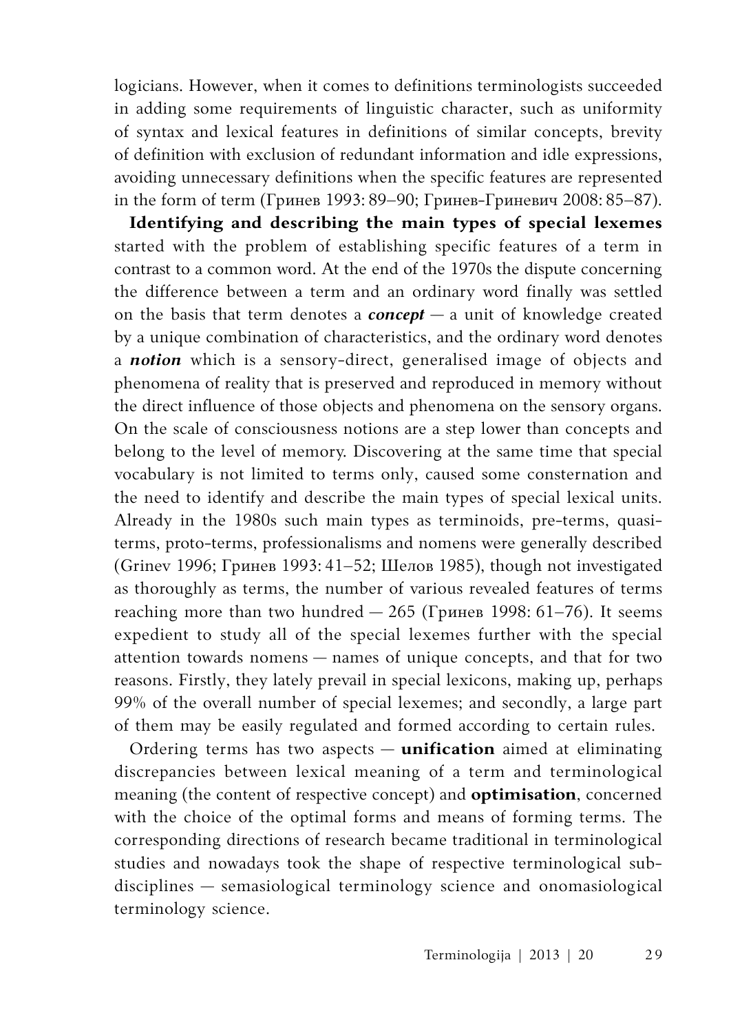logicians. However, when it comes to definitions terminologists succeeded in adding some requirements of linguistic character, such as uniformity of syntax and lexical features in definitions of similar concepts, brevity of definition with exclusion of redundant information and idle expressions, avoiding unnecessary definitions when the specific features are represented in the form of term (Гринев 1993: 89–90; Гринев-Гриневич 2008: 85–87).

**Identifying and describing the main types of special lexemes** started with the problem of establishing specific features of a term in contrast to a common word. At the end of the 1970s the dispute concerning the difference between a term and an ordinary word finally was settled on the basis that term denotes a ***concept*** — a unit of knowledge created by a unique combination of characteristics, and the ordinary word denotes a ***notion*** which is a sensory-direct, generalised image of objects and phenomena of reality that is preserved and reproduced in memory without the direct influence of those objects and phenomena on the sensory organs. On the scale of consciousness notions are a step lower than concepts and belong to the level of memory. Discovering at the same time that special vocabulary is not limited to terms only, caused some consternation and the need to identify and describe the main types of special lexical units. Already in the 1980s such main types as terminoids, pre-terms, quasi-terms, proto-terms, professionalisms and nomens were generally described (Grinev 1996; Гринев 1993: 41–52; Шелов 1985), though not investigated as thoroughly as terms, the number of various revealed features of terms reaching more than two hundred — 265 (Гринев 1998: 61–76). It seems expedient to study all of the special lexemes further with the special attention towards nomens — names of unique concepts, and that for two reasons. Firstly, they lately prevail in special lexicons, making up, perhaps 99% of the overall number of special lexemes; and secondly, a large part of them may be easily regulated and formed according to certain rules.

Ordering terms has two aspects — **unification** aimed at eliminating discrepancies between lexical meaning of a term and terminological meaning (the content of respective concept) and **optimisation**, concerned with the choice of the optimal forms and means of forming terms. The corresponding directions of research became traditional in terminological studies and nowadays took the shape of respective terminological sub-disciplines — semasiological terminology science and onomasiological terminology science.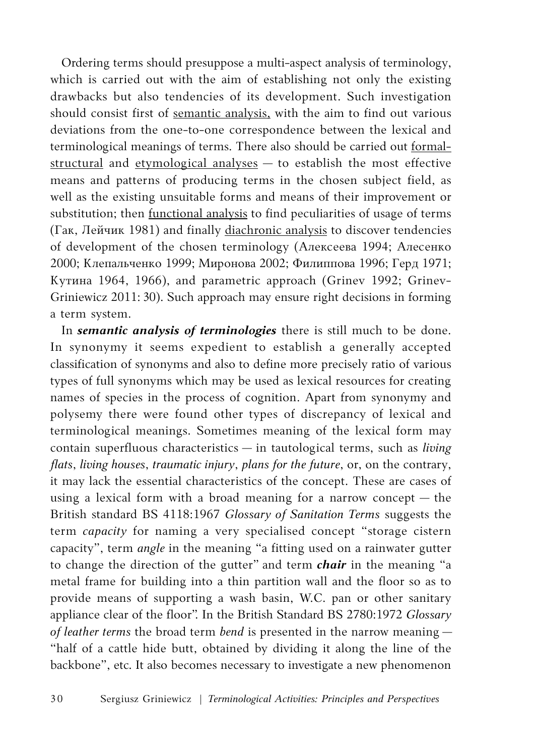Ordering terms should presuppose a multi-aspect analysis of terminology, which is carried out with the aim of establishing not only the existing drawbacks but also tendencies of its development. Such investigation should consist first of <u>semantic analysis,</u> with the aim to find out various deviations from the one-to-one correspondence between the lexical and terminological meanings of terms. There also should be carried out <u>formal-structural</u> and <u>etymological analyses</u> — to establish the most effective means and patterns of producing terms in the chosen subject field, as well as the existing unsuitable forms and means of their improvement or substitution; then <u>functional analysis</u> to find peculiarities of usage of terms (Гак, Лейчик 1981) and finally <u>diachronic analysis</u> to discover tendencies of development of the chosen terminology (Алексеева 1994; Алесенко 2000; Клепальченко 1999; Миронова 2002; Филиппова 1996; Герд 1971; Кутина 1964, 1966), and parametric approach (Grinev 1992; Grinev-Griniewicz 2011: 30). Such approach may ensure right decisions in forming a term system.

In ***semantic analysis of terminologies*** there is still much to be done. In synonymy it seems expedient to establish a generally accepted classification of synonyms and also to define more precisely ratio of various types of full synonyms which may be used as lexical resources for creating names of species in the process of cognition. Apart from synonymy and polysemy there were found other types of discrepancy of lexical and terminological meanings. Sometimes meaning of the lexical form may contain superfluous characteristics — in tautological terms, such as *living flats*, *living houses*, *traumatic injury*, *plans for the future*, or, on the contrary, it may lack the essential characteristics of the concept. These are cases of using a lexical form with a broad meaning for a narrow concept — the British standard BS 4118:1967 *Glossary of Sanitation Terms* suggests the term *capacity* for naming a very specialised concept "storage cistern capacity", term *angle* in the meaning "a fitting used on a rainwater gutter to change the direction of the gutter" and term ***chair*** in the meaning "a metal frame for building into a thin partition wall and the floor so as to provide means of supporting a wash basin, W.C. pan or other sanitary appliance clear of the floor". In the British Standard BS 2780:1972 *Glossary of leather terms* the broad term *bend* is presented in the narrow meaning — "half of a cattle hide butt, obtained by dividing it along the line of the backbone", etc. It also becomes necessary to investigate a new phenomenon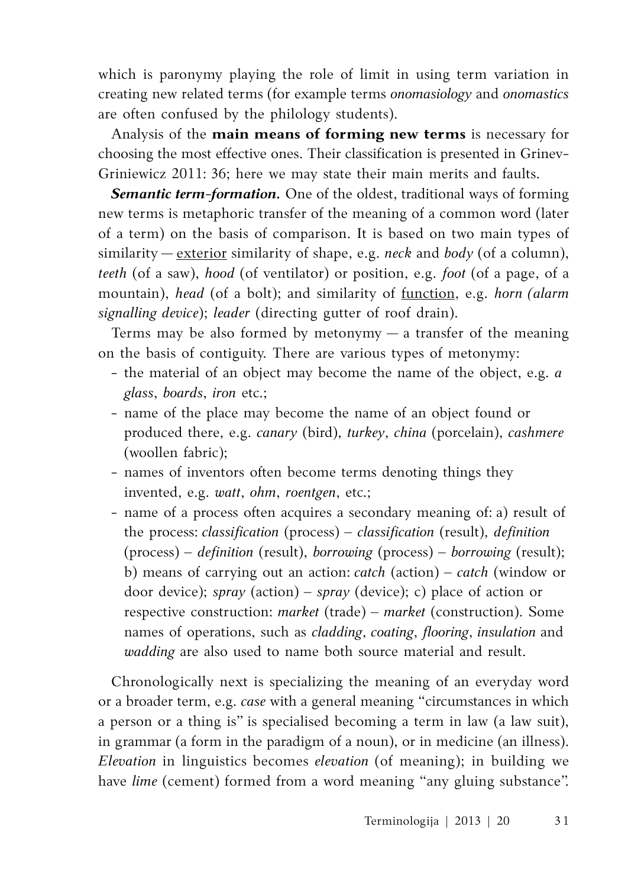which is paronymy playing the role of limit in using term variation in creating new related terms (for example terms *onomasiology* and *onomastics* are often confused by the philology students).

Analysis of the **main means of forming new terms** is necessary for choosing the most effective ones. Their classification is presented in Grinev-Griniewicz 2011: 36; here we may state their main merits and faults.

***Semantic term-formation.*** One of the oldest, traditional ways of forming new terms is metaphoric transfer of the meaning of a common word (later of a term) on the basis of comparison. It is based on two main types of similarity — <u>exterior</u> similarity of shape, e.g. *neck* and *body* (of a column), *teeth* (of a saw), *hood* (of ventilator) or position, e.g. *foot* (of a page, of a mountain), *head* (of a bolt); and similarity of <u>function</u>, e.g. *horn (alarm signalling device)*; *leader* (directing gutter of roof drain).

Terms may be also formed by metonymy — a transfer of the meaning on the basis of contiguity. There are various types of metonymy:

- the material of an object may become the name of the object, e.g. *a glass*, *boards*, *iron* etc.;
- name of the place may become the name of an object found or produced there, e.g. *canary* (bird), *turkey*, *china* (porcelain), *cashmere* (woollen fabric);
- names of inventors often become terms denoting things they invented, e.g. *watt*, *ohm*, *roentgen*, etc.;
- name of a process often acquires a secondary meaning of: a) result of the process: *classification* (process) – *classification* (result), *definition* (process) – *definition* (result), *borrowing* (process) – *borrowing* (result); b) means of carrying out an action: *catch* (action) – *catch* (window or door device); *spray* (action) – *spray* (device); c) place of action or respective construction: *market* (trade) – *market* (construction). Some names of operations, such as *cladding*, *coating*, *flooring*, *insulation* and *wadding* are also used to name both source material and result.

Chronologically next is specializing the meaning of an everyday word or a broader term, e.g. *case* with a general meaning "circumstances in which a person or a thing is" is specialised becoming a term in law (a law suit), in grammar (a form in the paradigm of a noun), or in medicine (an illness). *Elevation* in linguistics becomes *elevation* (of meaning); in building we have *lime* (cement) formed from a word meaning "any gluing substance".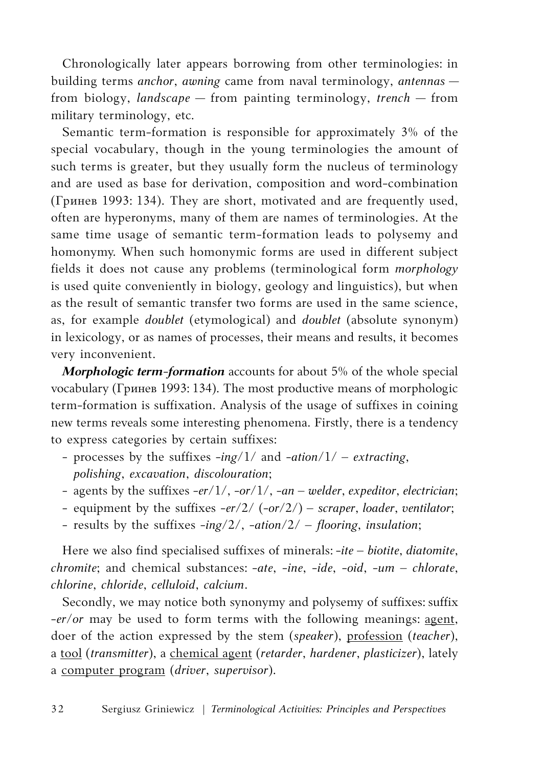Chronologically later appears borrowing from other terminologies: in building terms *anchor*, *awning* came from naval terminology, *antennas* — from biology, *landscape* — from painting terminology, *trench* — from military terminology, etc.

Semantic term-formation is responsible for approximately 3% of the special vocabulary, though in the young terminologies the amount of such terms is greater, but they usually form the nucleus of terminology and are used as base for derivation, composition and word-combination (Гринев 1993: 134). They are short, motivated and are frequently used, often are hyperonyms, many of them are names of terminologies. At the same time usage of semantic term-formation leads to polysemy and homonymy. When such homonymic forms are used in different subject fields it does not cause any problems (terminological form *morphology* is used quite conveniently in biology, geology and linguistics), but when as the result of semantic transfer two forms are used in the same science, as, for example *doublet* (etymological) and *doublet* (absolute synonym) in lexicology, or as names of processes, their means and results, it becomes very inconvenient.

***Morphologic term-formation*** accounts for about 5% of the whole special vocabulary (Гринев 1993: 134). The most productive means of morphologic term-formation is suffixation. Analysis of the usage of suffixes in coining new terms reveals some interesting phenomena. Firstly, there is a tendency to express categories by certain suffixes:

- processes by the suffixes *-ing*/1/ and *-ation*/1/ – *extracting*, *polishing*, *excavation*, *discolouration*;
- agents by the suffixes *-er*/1/, *-or*/1/, *-an* – *welder*, *expeditor*, *electrician*;
- equipment by the suffixes *-er*/2/ (*-or*/2/) – *scraper*, *loader*, *ventilator*;
- results by the suffixes *-ing*/2/, *-ation*/2/ – *flooring*, *insulation*;

Here we also find specialised suffixes of minerals: *-ite* – *biotite*, *diatomite*, *chromite*; and chemical substances: *-ate*, *-ine*, *-ide*, *-oid*, *-um* – *chlorate*, *chlorine*, *chloride*, *celluloid*, *calcium*.

Secondly, we may notice both synonymy and polysemy of suffixes: suffix *-er/or* may be used to form terms with the following meanings: <u>agent</u>, doer of the action expressed by the stem (*speaker*), <u>profession</u> (*teacher*), a <u>tool</u> (*transmitter*), a <u>chemical agent</u> (*retarder*, *hardener*, *plasticizer*), lately a <u>computer program</u> (*driver*, *supervisor*).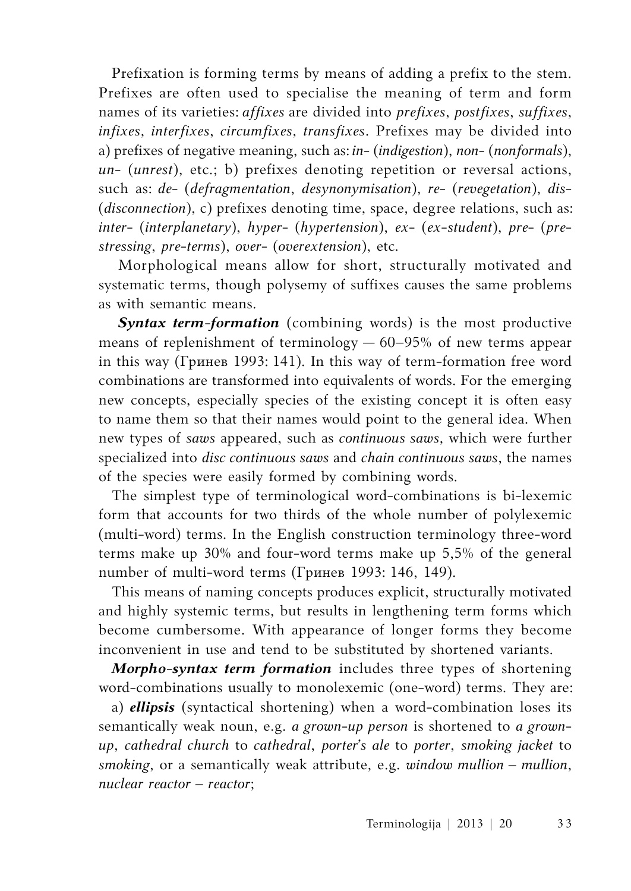Prefixation is forming terms by means of adding a prefix to the stem. Prefixes are often used to specialise the meaning of term and form names of its varieties: *affixes* are divided into *prefixes*, *postfixes*, *suffixes*, *infixes*, *interfixes*, *circumfixes*, *transfixes*. Prefixes may be divided into a) prefixes of negative meaning, such as: *in-* (*indigestion*), *non-* (*nonformals*), *un-* (*unrest*), etc.; b) prefixes denoting repetition or reversal actions, such as: *de-* (*defragmentation*, *desynonymisation*), *re-* (*revegetation*), *dis-* (*disconnection*), c) prefixes denoting time, space, degree relations, such as: *inter-* (*interplanetary*), *hyper-* (*hypertension*), *ex-* (*ex-student*), *pre-* (*pre-stressing*, *pre-terms*), *over-* (*overextension*), etc.

Morphological means allow for short, structurally motivated and systematic terms, though polysemy of suffixes causes the same problems as with semantic means.

***Syntax term-formation*** (combining words) is the most productive means of replenishment of terminology — 60–95% of new terms appear in this way (Гринев 1993: 141). In this way of term-formation free word combinations are transformed into equivalents of words. For the emerging new concepts, especially species of the existing concept it is often easy to name them so that their names would point to the general idea. When new types of *saws* appeared, such as *continuous saws*, which were further specialized into *disc continuous saws* and *chain continuous saws*, the names of the species were easily formed by combining words.

The simplest type of terminological word-combinations is bi-lexemic form that accounts for two thirds of the whole number of polylexemic (multi-word) terms. In the English construction terminology three-word terms make up 30% and four-word terms make up 5,5% of the general number of multi-word terms (Гринев 1993: 146, 149).

This means of naming concepts produces explicit, structurally motivated and highly systemic terms, but results in lengthening term forms which become cumbersome. With appearance of longer forms they become inconvenient in use and tend to be substituted by shortened variants.

***Morpho-syntax term formation*** includes three types of shortening word-combinations usually to monolexemic (one-word) terms. They are:

a) ***ellipsis*** (syntactical shortening) when a word-combination loses its semantically weak noun, e.g. *a grown-up person* is shortened to *a grown-up*, *cathedral church* to *cathedral*, *porter's ale* to *porter*, *smoking jacket* to *smoking*, or a semantically weak attribute, e.g. *window mullion – mullion*, *nuclear reactor – reactor*;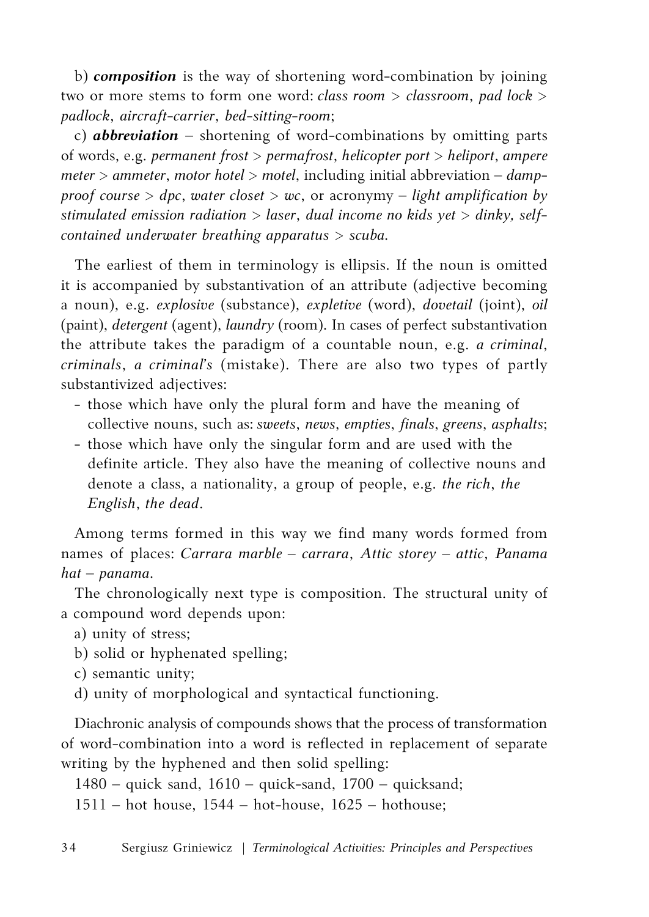b) ***composition*** is the way of shortening word-combination by joining two or more stems to form one word: *class room* > *classroom*, *pad lock* > *padlock*, *aircraft-carrier*, *bed-sitting-room*;

c) ***abbreviation*** – shortening of word-combinations by omitting parts of words, e.g. *permanent frost* > *permafrost*, *helicopter port* > *heliport*, *ampere meter* > *ammeter*, *motor hotel* > *motel*, including initial abbreviation – *damp-proof course* > *dpc*, *water closet* > *wc*, or acronymy – *light amplification by stimulated emission radiation* > *laser*, *dual income no kids yet* > *dinky, self-contained underwater breathing apparatus* > *scuba.*

The earliest of them in terminology is ellipsis. If the noun is omitted it is accompanied by substantivation of an attribute (adjective becoming a noun), e.g. *explosive* (substance), *expletive* (word), *dovetail* (joint), *oil* (paint), *detergent* (agent), *laundry* (room). In cases of perfect substantivation the attribute takes the paradigm of a countable noun, e.g. *a criminal*, *criminals*, *a criminal's* (mistake). There are also two types of partly substantivized adjectives:

- those which have only the plural form and have the meaning of collective nouns, such as: *sweets*, *news*, *empties*, *finals*, *greens*, *asphalts*;
- those which have only the singular form and are used with the definite article. They also have the meaning of collective nouns and denote a class, a nationality, a group of people, e.g. *the rich*, *the English*, *the dead*.

Among terms formed in this way we find many words formed from names of places: *Carrara marble* – *carrara*, *Attic storey* – *attic*, *Panama hat* – *panama*.

The chronologically next type is composition. The structural unity of a compound word depends upon:

a) unity of stress;
b) solid or hyphenated spelling;
c) semantic unity;
d) unity of morphological and syntactical functioning.

Diachronic analysis of compounds shows that the process of transformation of word-combination into a word is reflected in replacement of separate writing by the hyphened and then solid spelling:

1480 – quick sand, 1610 – quick-sand, 1700 – quicksand;
1511 – hot house, 1544 – hot-house, 1625 – hothouse;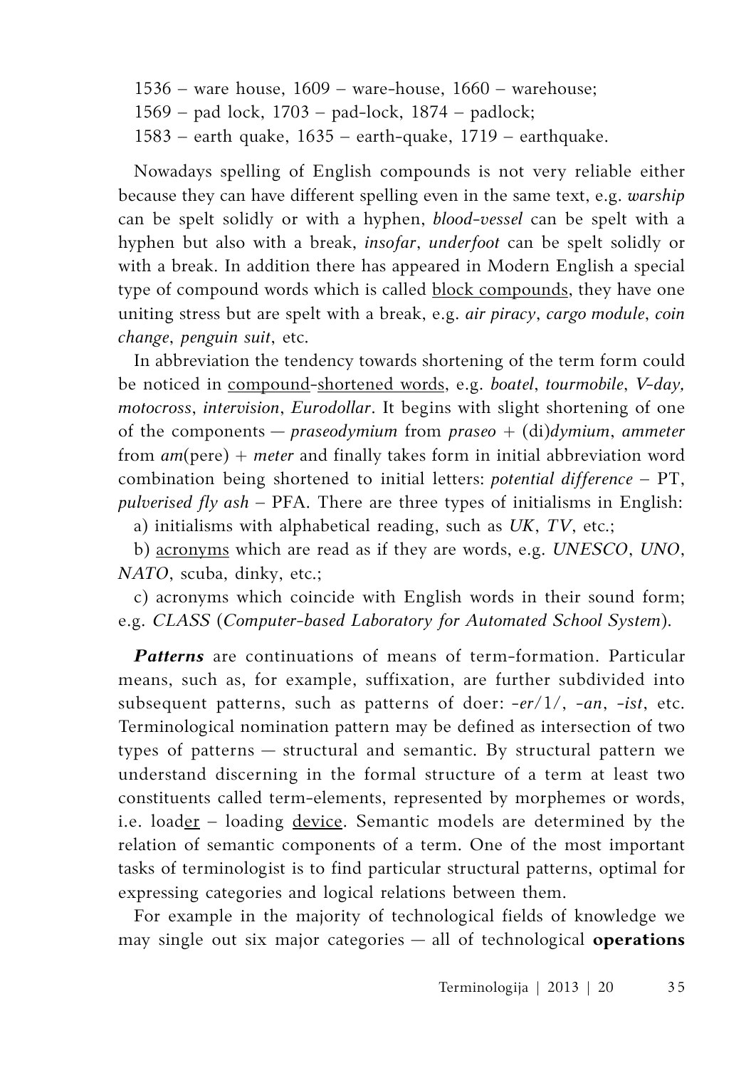1536 – ware house, 1609 – ware-house, 1660 – warehouse;
1569 – pad lock, 1703 – pad-lock, 1874 – padlock;
1583 – earth quake, 1635 – earth-quake, 1719 – earthquake.

Nowadays spelling of English compounds is not very reliable either because they can have different spelling even in the same text, e.g. *warship* can be spelt solidly or with a hyphen, *blood-vessel* can be spelt with a hyphen but also with a break, *insofar*, *underfoot* can be spelt solidly or with a break. In addition there has appeared in Modern English a special type of compound words which is called block compounds, they have one uniting stress but are spelt with a break, e.g. *air piracy*, *cargo module*, *coin change*, *penguin suit*, etc.

In abbreviation the tendency towards shortening of the term form could be noticed in compound-shortened words, e.g. *boatel*, *tourmobile*, *V-day, motocross*, *intervision*, *Eurodollar*. It begins with slight shortening of one of the components — *praseodymium* from *praseo* + (di)*dymium*, *ammeter* from *am*(pere) + *meter* and finally takes form in initial abbreviation word combination being shortened to initial letters: *potential difference* – PT, *pulverised fly ash* – PFA. There are three types of initialisms in English:

a) initialisms with alphabetical reading, such as *UK*, *TV*, etc.;

b) acronyms which are read as if they are words, e.g. *UNESCO*, *UNO*, *NATO*, scuba, dinky, etc.;

c) acronyms which coincide with English words in their sound form; e.g. *CLASS* (*Computer-based Laboratory for Automated School System*).

***Patterns*** are continuations of means of term-formation. Particular means, such as, for example, suffixation, are further subdivided into subsequent patterns, such as patterns of doer: -*er*/1/, -*an*, -*ist*, etc. Terminological nomination pattern may be defined as intersection of two types of patterns — structural and semantic. By structural pattern we understand discerning in the formal structure of a term at least two constituents called term-elements, represented by morphemes or words, i.e. loader – loading device. Semantic models are determined by the relation of semantic components of a term. One of the most important tasks of terminologist is to find particular structural patterns, optimal for expressing categories and logical relations between them.

For example in the majority of technological fields of knowledge we may single out six major categories — all of technological **operations**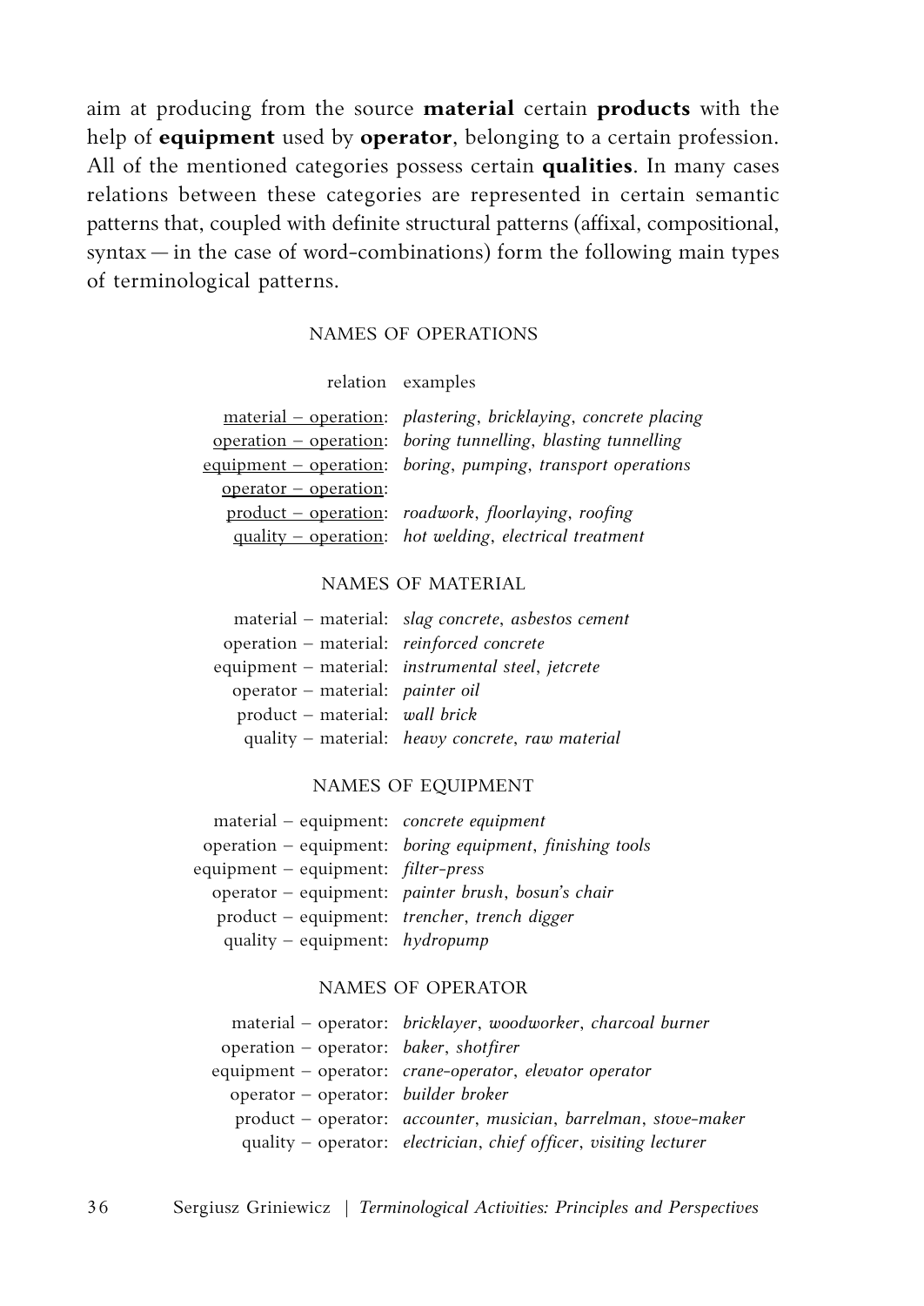aim at producing from the source **material** certain **products** with the help of **equipment** used by **operator**, belonging to a certain profession. All of the mentioned categories possess certain **qualities**. In many cases relations between these categories are represented in certain semantic patterns that, coupled with definite structural patterns (affixal, compositional, syntax — in the case of word-combinations) form the following main types of terminological patterns.

### NAMES OF OPERATIONS

| relation | examples |
|---|---|
| <u>material – operation</u>: | *plastering*, *bricklaying*, *concrete placing* |
| <u>operation – operation</u>: | *boring tunnelling*, *blasting tunnelling* |
| <u>equipment – operation</u>: | *boring*, *pumping*, *transport operations* |
| <u>operator – operation</u>: | |
| <u>product – operation</u>: | *roadwork*, *floorlaying*, *roofing* |
| <u>quality – operation</u>: | *hot welding*, *electrical treatment* |

### NAMES OF MATERIAL

| | |
|---|---|
| material – material: | *slag concrete*, *asbestos cement* |
| operation – material: | *reinforced concrete* |
| equipment – material: | *instrumental steel*, *jetcrete* |
| operator – material: | *painter oil* |
| product – material: | *wall brick* |
| quality – material: | *heavy concrete*, *raw material* |

### NAMES OF EQUIPMENT

| | |
|---|---|
| material – equipment: | *concrete equipment* |
| operation – equipment: | *boring equipment*, *finishing tools* |
| equipment – equipment: | *filter-press* |
| operator – equipment: | *painter brush*, *bosun's chair* |
| product – equipment: | *trencher*, *trench digger* |
| quality – equipment: | *hydropump* |

### NAMES OF OPERATOR

| | |
|---|---|
| material – operator: | *bricklayer*, *woodworker*, *charcoal burner* |
| operation – operator: | *baker*, *shotfirer* |
| equipment – operator: | *crane-operator*, *elevator operator* |
| operator – operator: | *builder broker* |
| product – operator: | *accounter*, *musician*, *barrelman*, *stove-maker* |
| quality – operator: | *electrician*, *chief officer*, *visiting lecturer* |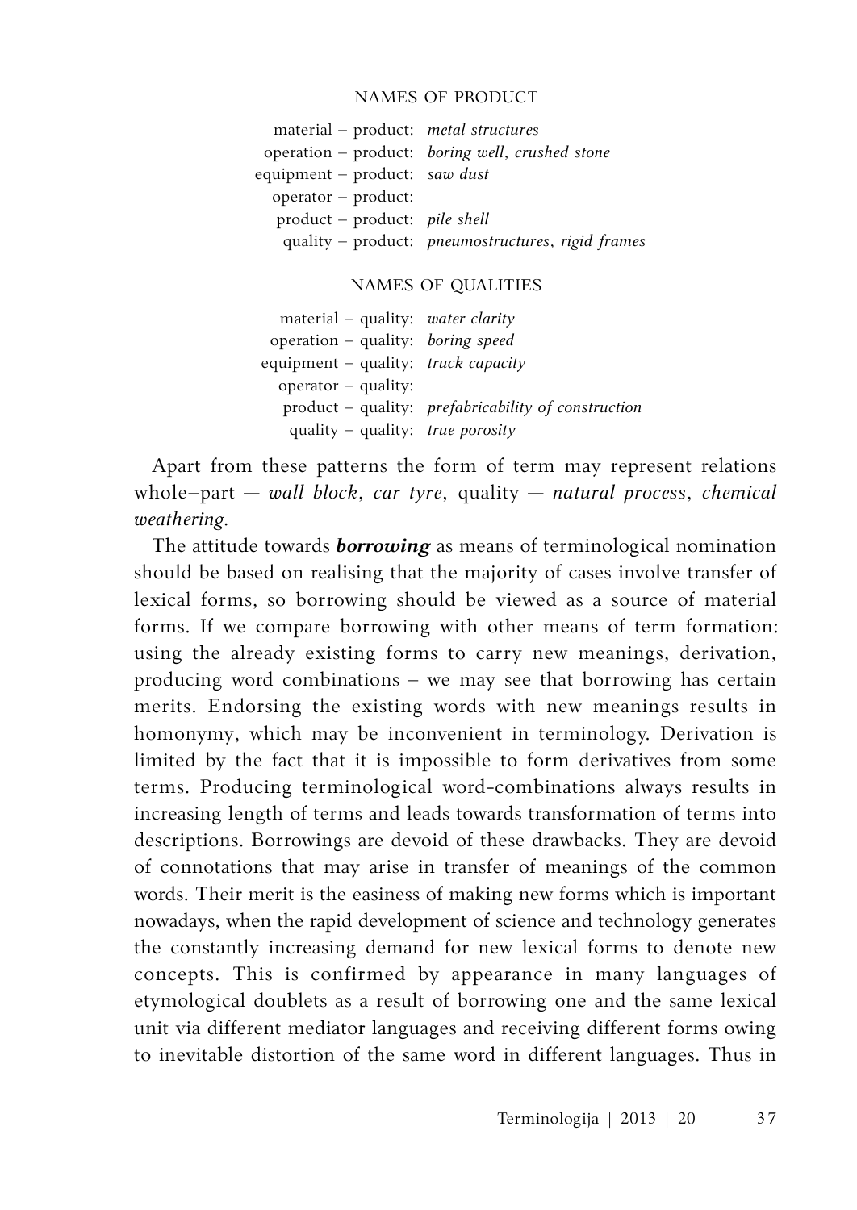NAMES OF PRODUCT

| | |
|---|---|
| material – product: | *metal structures* |
| operation – product: | *boring well*, *crushed stone* |
| equipment – product: | *saw dust* |
| operator – product: | |
| product – product: | *pile shell* |
| quality – product: | *pneumostructures*, *rigid frames* |

NAMES OF QUALITIES

| | |
|---|---|
| material – quality: | *water clarity* |
| operation – quality: | *boring speed* |
| equipment – quality: | *truck capacity* |
| operator – quality: | |
| product – quality: | *prefabricability of construction* |
| quality – quality: | *true porosity* |

Apart from these patterns the form of term may represent relations whole–part — *wall block*, *car tyre*, quality — *natural process*, *chemical weathering*.

The attitude towards ***borrowing*** as means of terminological nomination should be based on realising that the majority of cases involve transfer of lexical forms, so borrowing should be viewed as a source of material forms. If we compare borrowing with other means of term formation: using the already existing forms to carry new meanings, derivation, producing word combinations – we may see that borrowing has certain merits. Endorsing the existing words with new meanings results in homonymy, which may be inconvenient in terminology. Derivation is limited by the fact that it is impossible to form derivatives from some terms. Producing terminological word-combinations always results in increasing length of terms and leads towards transformation of terms into descriptions. Borrowings are devoid of these drawbacks. They are devoid of connotations that may arise in transfer of meanings of the common words. Their merit is the easiness of making new forms which is important nowadays, when the rapid development of science and technology generates the constantly increasing demand for new lexical forms to denote new concepts. This is confirmed by appearance in many languages of etymological doublets as a result of borrowing one and the same lexical unit via different mediator languages and receiving different forms owing to inevitable distortion of the same word in different languages. Thus in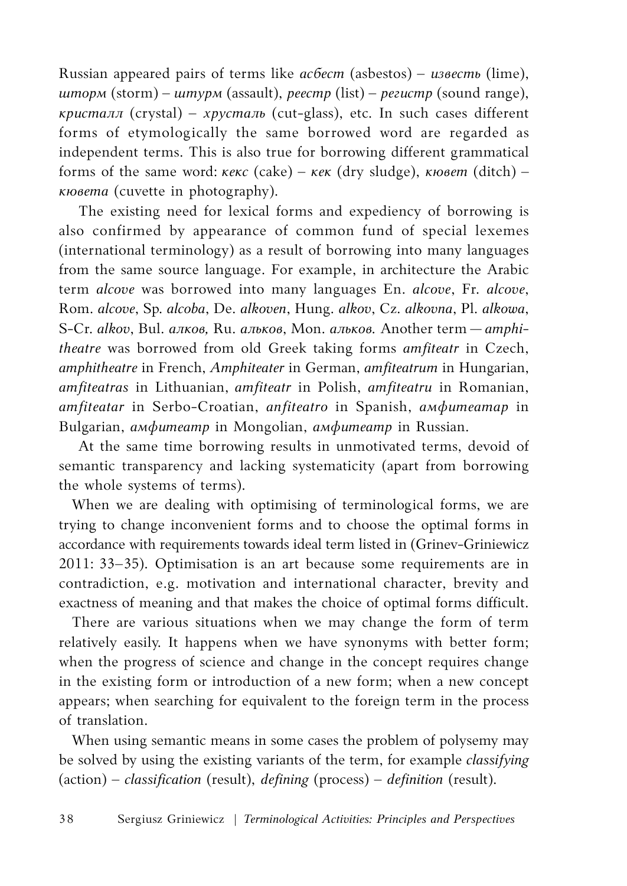Russian appeared pairs of terms like *асбест* (asbestos) – *известь* (lime), *шторм* (storm) – *штурм* (assault), *реестр* (list) – *регистр* (sound range), *кристалл* (crystal) – *хрусталь* (cut-glass), etc. In such cases different forms of etymologically the same borrowed word are regarded as independent terms. This is also true for borrowing different grammatical forms of the same word: *кекс* (cake) – *кек* (dry sludge), *кювет* (ditch) – *кювета* (cuvette in photography).

The existing need for lexical forms and expediency of borrowing is also confirmed by appearance of common fund of special lexemes (international terminology) as a result of borrowing into many languages from the same source language. For example, in architecture the Arabic term *alcove* was borrowed into many languages En. *alcove*, Fr. *alcove*, Rom. *alcove*, Sp. *alcoba*, De. *alkoven*, Hung. *alkov*, Cz. *alkovna*, Pl. *alkowa*, S-Cr. *alkov*, Bul. *алков,* Ru. *альков*, Mon. *альков.* Another term — *amphitheatre* was borrowed from old Greek taking forms *amfiteatr* in Czech, *amphitheatre* in French, *Amphiteater* in German, *amfiteatrum* in Hungarian, *amfiteatras* in Lithuanian, *amfiteatr* in Polish, *amfiteatru* in Romanian, *amfiteatar* in Serbo-Croatian, *anfiteatro* in Spanish, *амфитеатар* in Bulgarian, *амфитеатр* in Mongolian, *амфитеатр* in Russian.

At the same time borrowing results in unmotivated terms, devoid of semantic transparency and lacking systematicity (apart from borrowing the whole systems of terms).

When we are dealing with optimising of terminological forms, we are trying to change inconvenient forms and to choose the optimal forms in accordance with requirements towards ideal term listed in (Grinev-Griniewicz 2011: 33–35). Optimisation is an art because some requirements are in contradiction, e.g. motivation and international character, brevity and exactness of meaning and that makes the choice of optimal forms difficult.

There are various situations when we may change the form of term relatively easily. It happens when we have synonyms with better form; when the progress of science and change in the concept requires change in the existing form or introduction of a new form; when a new concept appears; when searching for equivalent to the foreign term in the process of translation.

When using semantic means in some cases the problem of polysemy may be solved by using the existing variants of the term, for example *classifying* (action) – *classification* (result), *defining* (process) – *definition* (result).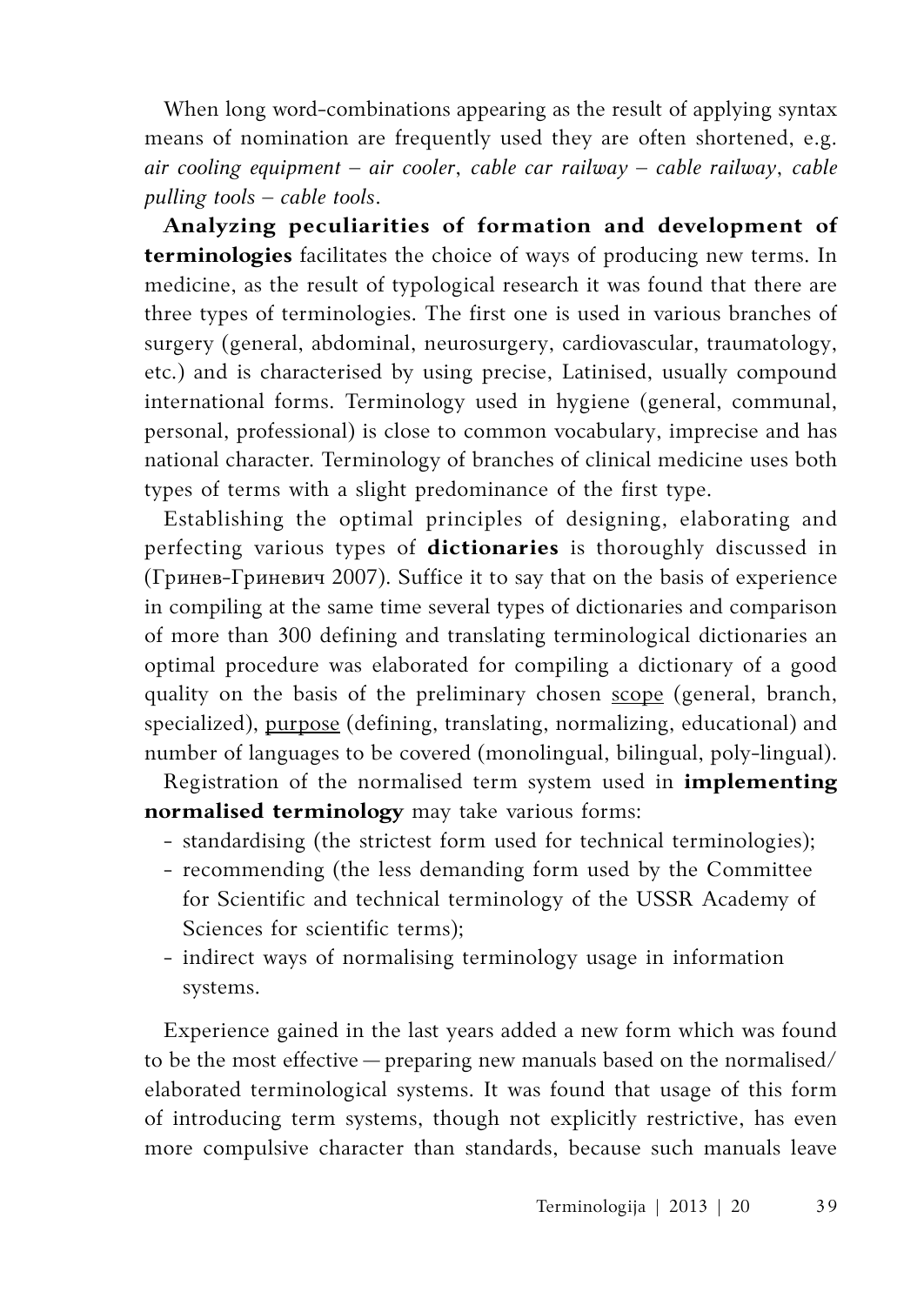When long word-combinations appearing as the result of applying syntax means of nomination are frequently used they are often shortened, e.g. *air cooling equipment – air cooler*, *cable car railway – cable railway*, *cable pulling tools – cable tools*.

**Analyzing peculiarities of formation and development of terminologies** facilitates the choice of ways of producing new terms. In medicine, as the result of typological research it was found that there are three types of terminologies. The first one is used in various branches of surgery (general, abdominal, neurosurgery, cardiovascular, traumatology, etc.) and is characterised by using precise, Latinised, usually compound international forms. Terminology used in hygiene (general, communal, personal, professional) is close to common vocabulary, imprecise and has national character. Terminology of branches of clinical medicine uses both types of terms with a slight predominance of the first type.

Establishing the optimal principles of designing, elaborating and perfecting various types of **dictionaries** is thoroughly discussed in (Гринев-Гриневич 2007). Suffice it to say that on the basis of experience in compiling at the same time several types of dictionaries and comparison of more than 300 defining and translating terminological dictionaries an optimal procedure was elaborated for compiling a dictionary of a good quality on the basis of the preliminary chosen <u>scope</u> (general, branch, specialized), <u>purpose</u> (defining, translating, normalizing, educational) and number of languages to be covered (monolingual, bilingual, poly-lingual).

Registration of the normalised term system used in **implementing normalised terminology** may take various forms:

- standardising (the strictest form used for technical terminologies);
- recommending (the less demanding form used by the Committee for Scientific and technical terminology of the USSR Academy of Sciences for scientific terms);
- indirect ways of normalising terminology usage in information systems.

Experience gained in the last years added a new form which was found to be the most effective — preparing new manuals based on the normalised/elaborated terminological systems. It was found that usage of this form of introducing term systems, though not explicitly restrictive, has even more compulsive character than standards, because such manuals leave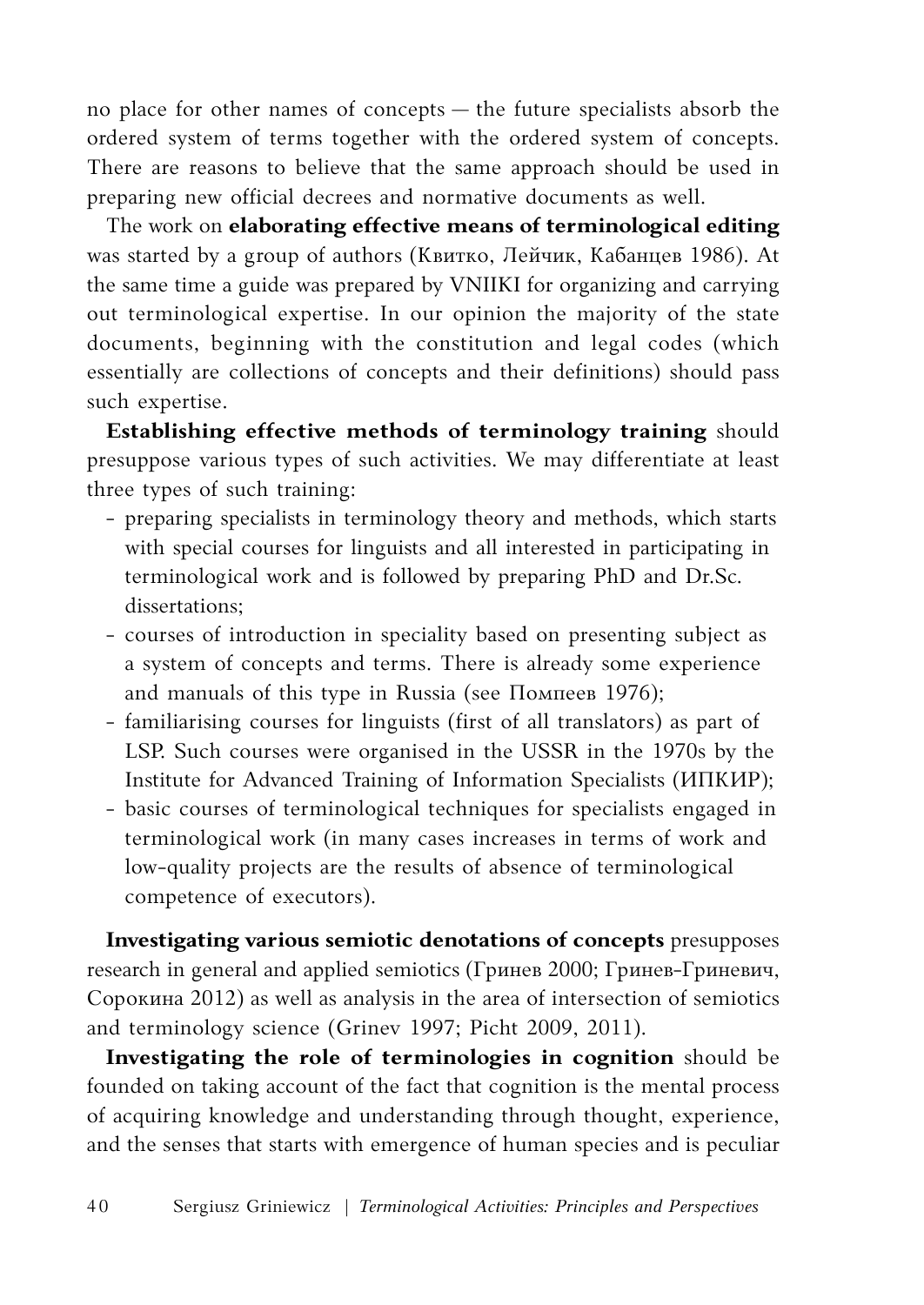no place for other names of concepts — the future specialists absorb the ordered system of terms together with the ordered system of concepts. There are reasons to believe that the same approach should be used in preparing new official decrees and normative documents as well.

The work on **elaborating effective means of terminological editing** was started by a group of authors (Квитко, Лейчик, Кабанцев 1986). At the same time a guide was prepared by VNIIKI for organizing and carrying out terminological expertise. In our opinion the majority of the state documents, beginning with the constitution and legal codes (which essentially are collections of concepts and their definitions) should pass such expertise.

**Establishing effective methods of terminology training** should presuppose various types of such activities. We may differentiate at least three types of such training:

- preparing specialists in terminology theory and methods, which starts with special courses for linguists and all interested in participating in terminological work and is followed by preparing PhD and Dr.Sc. dissertations;
- courses of introduction in speciality based on presenting subject as a system of concepts and terms. There is already some experience and manuals of this type in Russia (see Помпеев 1976);
- familiarising courses for linguists (first of all translators) as part of LSP. Such courses were organised in the USSR in the 1970s by the Institute for Advanced Training of Information Specialists (ИПКИР);
- basic courses of terminological techniques for specialists engaged in terminological work (in many cases increases in terms of work and low-quality projects are the results of absence of terminological competence of executors).

**Investigating various semiotic denotations of concepts** presupposes research in general and applied semiotics (Гринев 2000; Гринев-Гриневич, Сорокина 2012) as well as analysis in the area of intersection of semiotics and terminology science (Grinev 1997; Picht 2009, 2011).

**Investigating the role of terminologies in cognition** should be founded on taking account of the fact that cognition is the mental process of acquiring knowledge and understanding through thought, experience, and the senses that starts with emergence of human species and is peculiar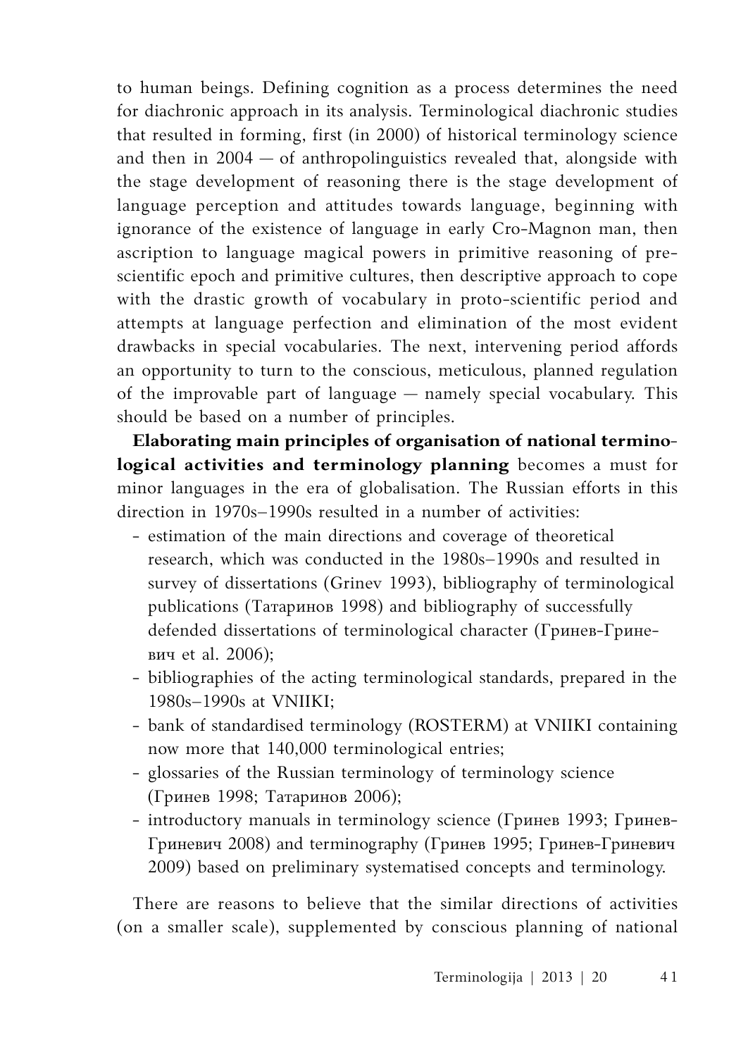to human beings. Defining cognition as a process determines the need for diachronic approach in its analysis. Terminological diachronic studies that resulted in forming, first (in 2000) of historical terminology science and then in 2004 — of anthropolinguistics revealed that, alongside with the stage development of reasoning there is the stage development of language perception and attitudes towards language, beginning with ignorance of the existence of language in early Cro-Magnon man, then ascription to language magical powers in primitive reasoning of pre-scientific epoch and primitive cultures, then descriptive approach to cope with the drastic growth of vocabulary in proto-scientific period and attempts at language perfection and elimination of the most evident drawbacks in special vocabularies. The next, intervening period affords an opportunity to turn to the conscious, meticulous, planned regulation of the improvable part of language — namely special vocabulary. This should be based on a number of principles.

**Elaborating main principles of organisation of national terminological activities and terminology planning** becomes a must for minor languages in the era of globalisation. The Russian efforts in this direction in 1970s–1990s resulted in a number of activities:

- estimation of the main directions and coverage of theoretical research, which was conducted in the 1980s–1990s and resulted in survey of dissertations (Grinev 1993), bibliography of terminological publications (Татаринов 1998) and bibliography of successfully defended dissertations of terminological character (Гринев-Гриневич et al. 2006);
- bibliographies of the acting terminological standards, prepared in the 1980s–1990s at VNIIKI;
- bank of standardised terminology (ROSTERM) at VNIIKI containing now more that 140,000 terminological entries;
- glossaries of the Russian terminology of terminology science (Гринев 1998; Татаринов 2006);
- introductory manuals in terminology science (Гринев 1993; Гринев-Гриневич 2008) and terminography (Гринев 1995; Гринев-Гриневич 2009) based on preliminary systematised concepts and terminology.

There are reasons to believe that the similar directions of activities (on a smaller scale), supplemented by conscious planning of national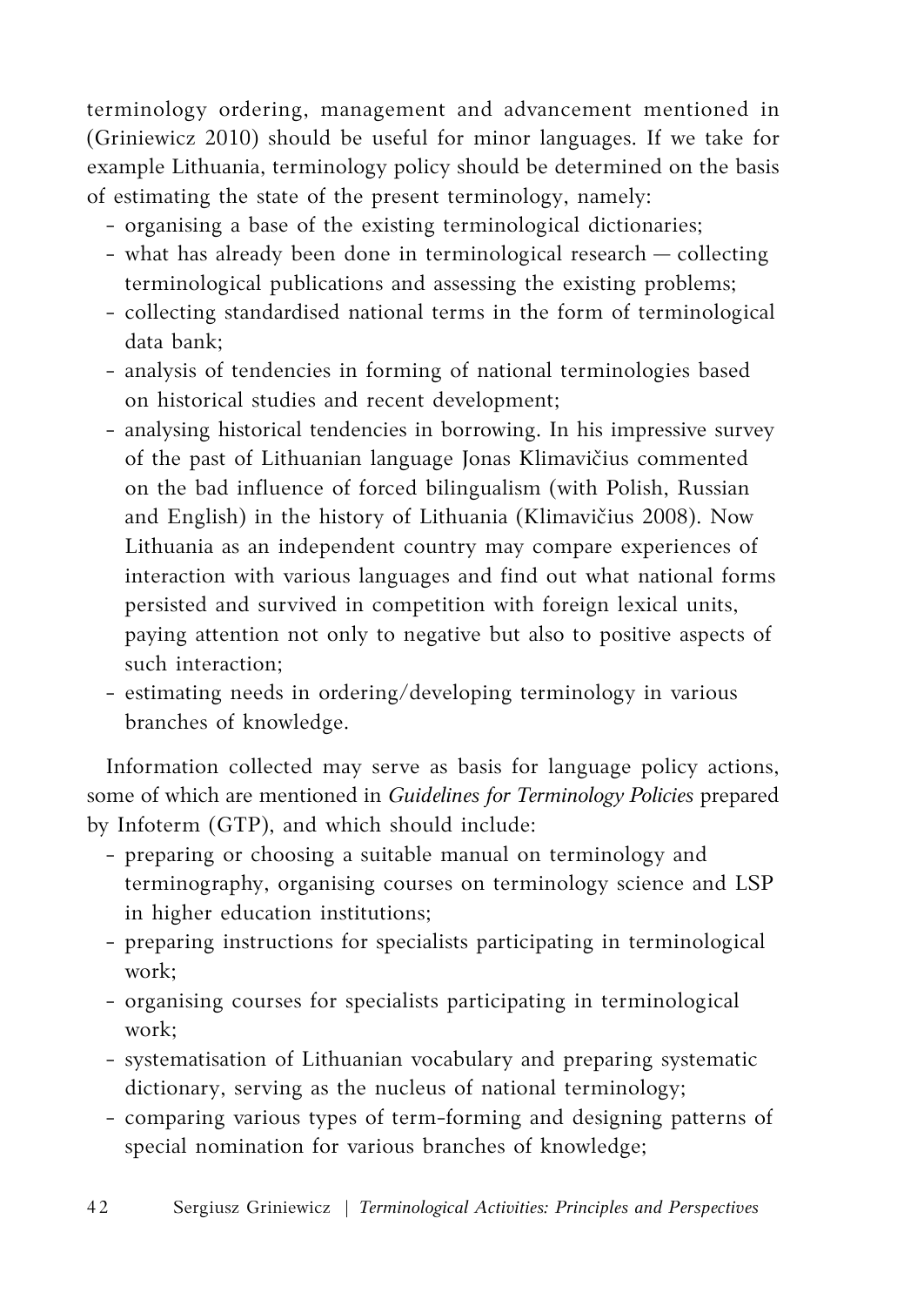terminology ordering, management and advancement mentioned in (Griniewicz 2010) should be useful for minor languages. If we take for example Lithuania, terminology policy should be determined on the basis of estimating the state of the present terminology, namely:

- organising a base of the existing terminological dictionaries;
- what has already been done in terminological research — collecting terminological publications and assessing the existing problems;
- collecting standardised national terms in the form of terminological data bank;
- analysis of tendencies in forming of national terminologies based on historical studies and recent development;
- analysing historical tendencies in borrowing. In his impressive survey of the past of Lithuanian language Jonas Klimavičius commented on the bad influence of forced bilingualism (with Polish, Russian and English) in the history of Lithuania (Klimavičius 2008). Now Lithuania as an independent country may compare experiences of interaction with various languages and find out what national forms persisted and survived in competition with foreign lexical units, paying attention not only to negative but also to positive aspects of such interaction;
- estimating needs in ordering/developing terminology in various branches of knowledge.

Information collected may serve as basis for language policy actions, some of which are mentioned in *Guidelines for Terminology Policies* prepared by Infoterm (GTP), and which should include:

- preparing or choosing a suitable manual on terminology and terminography, organising courses on terminology science and LSP in higher education institutions;
- preparing instructions for specialists participating in terminological work;
- organising courses for specialists participating in terminological work;
- systematisation of Lithuanian vocabulary and preparing systematic dictionary, serving as the nucleus of national terminology;
- comparing various types of term-forming and designing patterns of special nomination for various branches of knowledge;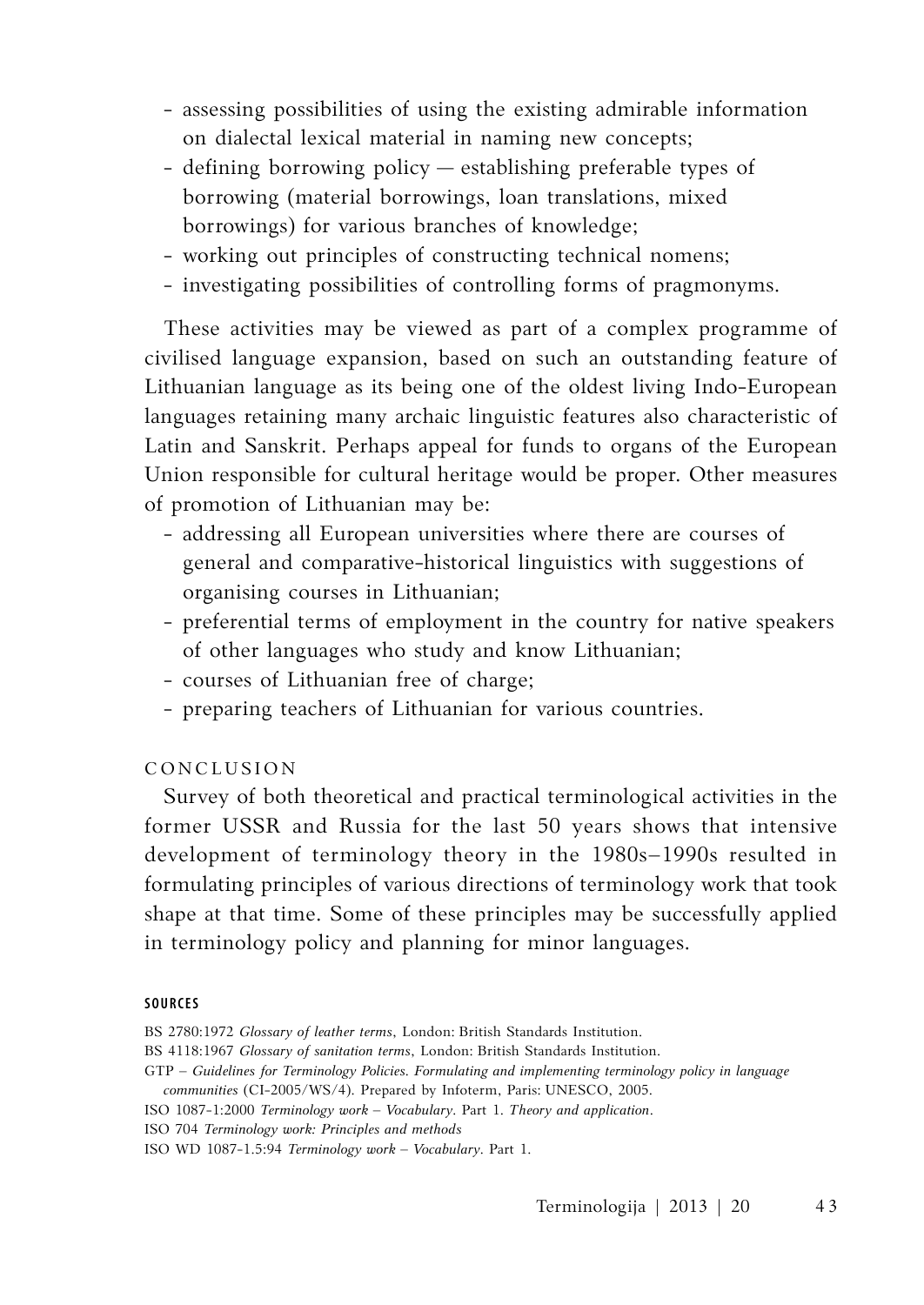- assessing possibilities of using the existing admirable information on dialectal lexical material in naming new concepts;
- defining borrowing policy — establishing preferable types of borrowing (material borrowings, loan translations, mixed borrowings) for various branches of knowledge;
- working out principles of constructing technical nomens;
- investigating possibilities of controlling forms of pragmonyms.

These activities may be viewed as part of a complex programme of civilised language expansion, based on such an outstanding feature of Lithuanian language as its being one of the oldest living Indo-European languages retaining many archaic linguistic features also characteristic of Latin and Sanskrit. Perhaps appeal for funds to organs of the European Union responsible for cultural heritage would be proper. Other measures of promotion of Lithuanian may be:

- addressing all European universities where there are courses of general and comparative-historical linguistics with suggestions of organising courses in Lithuanian;
- preferential terms of employment in the country for native speakers of other languages who study and know Lithuanian;
- courses of Lithuanian free of charge;
- preparing teachers of Lithuanian for various countries.

## CONCLUSION

Survey of both theoretical and practical terminological activities in the former USSR and Russia for the last 50 years shows that intensive development of terminology theory in the 1980s–1990s resulted in formulating principles of various directions of terminology work that took shape at that time. Some of these principles may be successfully applied in terminology policy and planning for minor languages.

### SOURCES

BS 2780:1972 *Glossary of leather terms*, London: British Standards Institution.

BS 4118:1967 *Glossary of sanitation terms*, London: British Standards Institution.

GTP – *Guidelines for Terminology Policies. Formulating and implementing terminology policy in language communities* (CI-2005/WS/4). Prepared by Infoterm, Paris: UNESCO, 2005.

ISO 1087-1:2000 *Terminology work – Vocabulary*. Part 1. *Theory and application*.

ISO 704 *Terminology work: Principles and methods*

ISO WD 1087-1.5:94 *Terminology work – Vocabulary*. Part 1.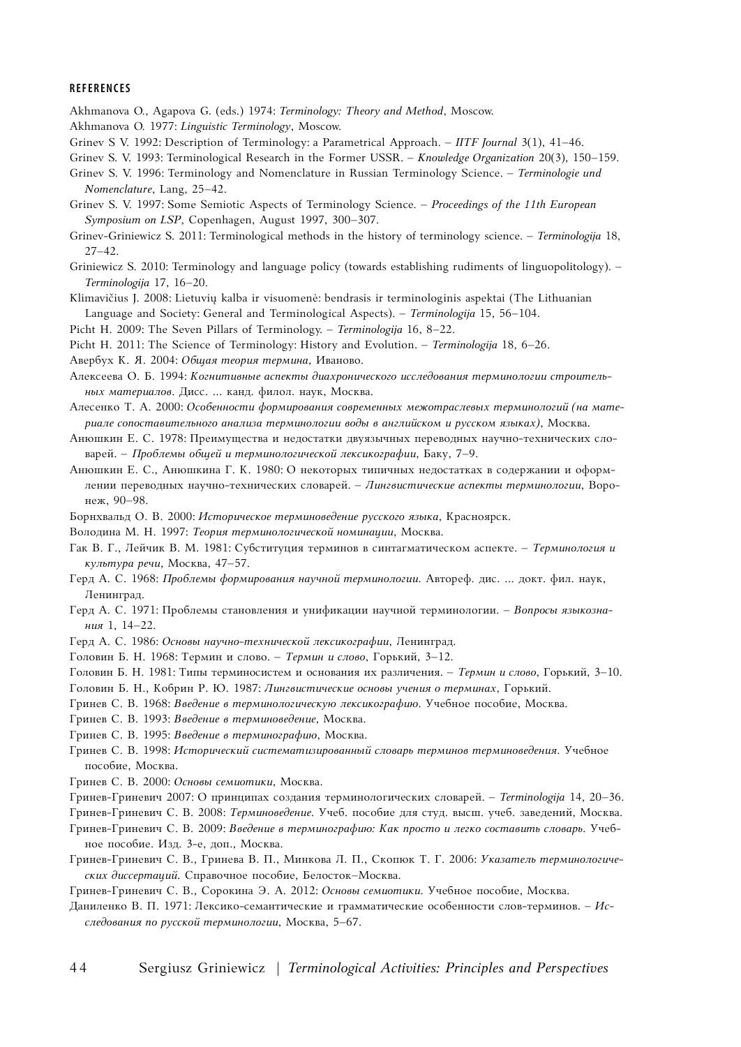#### REFERENCES

Akhmanova O., Agapova G. (eds.) 1974: *Terminology: Theory and Method*, Moscow.

Akhmanova O. 1977: *Linguistic Terminology*, Moscow.

Grinev S V. 1992: Description of Terminology: a Parametrical Approach. – *IITF Journal* 3(1), 41–46.

Grinev S. V. 1993: Terminological Research in the Former USSR. – *Knowledge Organization* 20(3), 150–159.

Grinev S. V. 1996: Terminology and Nomenclature in Russian Terminology Science. – *Terminologie und Nomenclature*, Lang, 25–42.

Grinev S. V. 1997: Some Semiotic Aspects of Terminology Science. – *Proceedings of the 11th European Symposium on LSP*, Copenhagen, August 1997, 300–307.

Grinev-Griniewicz S. 2011: Terminological methods in the history of terminology science. – *Terminologija* 18, 27–42.

Griniewicz S. 2010: Terminology and language policy (towards establishing rudiments of linguopolitology). – *Terminologija* 17, 16–20.

Klimavičius J. 2008: Lietuvių kalba ir visuomenė: bendrasis ir terminologinis aspektai (The Lithuanian Language and Society: General and Terminological Aspects). – *Terminologija* 15, 56–104.

Picht H. 2009: The Seven Pillars of Terminology. – *Terminologija* 16, 8–22.

Picht H. 2011: The Science of Terminology: History and Evolution. – *Terminologija* 18, 6–26.

Авербух К. Я. 2004: *Общая теория термина*, Иваново.

Алексеева О. Б. 1994: *Когнитивные аспекты диахронического исследования терминологии строительных материалов*. Дисс. ... канд. филол. наук, Москва.

Алесенко Т. А. 2000: *Особенности формирования современных межотраслевых терминологий (на материале сопоставительного анализа терминологии воды в английском и русском языках)*, Москва.

Анюшкин Е. С. 1978: Преимущества и недостатки двуязычных переводных научно-технических словарей. – *Проблемы общей и терминологической лексикографии*, Баку, 7–9.

Анюшкин Е. С., Анюшкина Г. К. 1980: О некоторых типичных недостатках в содержании и оформлении переводных научно-технических словарей. – *Лингвистические аспекты терминологии*, Воронеж, 90–98.

Борнхвальд О. В. 2000: *Историческое терминоведение русского языка*, Красноярск.

Володина М. Н. 1997: *Теория терминологической номинации*, Москва.

Гак В. Г., Лейчик В. М. 1981: Субституция терминов в синтагматическом аспекте. – *Терминология и культура речи*, Москва, 47–57.

Герд А. С. 1968: *Проблемы формирования научной терминологии*. Автореф. дис. ... докт. фил. наук, Ленинград.

Герд А. С. 1971: Проблемы становления и унификации научной терминологии. – *Вопросы языкознания* 1, 14–22.

Герд А. С. 1986: *Основы научно-технической лексикографии*, Ленинград.

Головин Б. Н. 1968: Термин и слово. – *Термин и слово*, Горький, 3–12.

Головин Б. Н. 1981: Типы терминосистем и основания их различения. – *Термин и слово*, Горький, 3–10.

Головин Б. Н., Кобрин Р. Ю. 1987: *Лингвистические основы учения о терминах*, Горький.

Гринев С. В. 1968: *Введение в терминологическую лексикографию*. Учебное пособие, Москва.

Гринев С. В. 1993: *Введение в терминоведение*, Москва.

Гринев С. В. 1995: *Введение в терминографию*, Москва.

Гринев С. В. 1998: *Исторический систематизированный словарь терминов терминоведения*. Учебное пособие, Москва.

Гринев С. В. 2000: *Основы семиотики*, Москва.

Гринев-Гриневич 2007: О принципах создания терминологических словарей. – *Terminologija* 14, 20–36.

Гринев-Гриневич С. В. 2008: *Терминоведение*. Учеб. пособие для студ. высш. учеб. заведений, Москва.

Гринев-Гриневич С. В. 2009: *Введение в терминографию: Как просто и легко составить словарь*. Учебное пособие. Изд. 3-е, доп., Москва.

Гринев-Гриневич С. В., Гринева В. П., Минкова Л. П., Скопюк Т. Г. 2006: *Указатель терминологических диссертаций*. Справочное пособие, Белосток–Москва.

Гринев-Гриневич С. В., Сорокина Э. А. 2012: *Основы семиотики*. Учебное пособие, Москва.

Даниленко В. П. 1971: Лексико-семантические и грамматические особенности слов-терминов. – *Исследования по русской терминологии*, Москва, 5–67.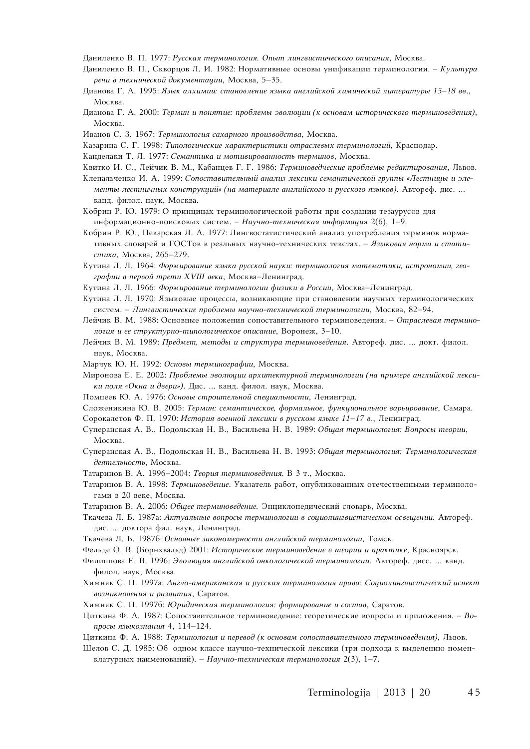Даниленко В. П. 1977: *Русская терминология. Опыт лингвистического описания*, Москва.

Даниленко В. П., Скворцов Л. И. 1982: Нормативные основы унификации терминологии. – *Культура речи в технической документации*, Москва, 5–35.

Дианова Г. А. 1995: *Язык алхимии: становление языка английской химической литературы 15–18 вв.*, Москва.

Дианова Г. А. 2000: *Термин и понятие: проблемы эволюции (к основам исторического терминоведения)*, Москва.

Иванов С. З. 1967: *Терминология сахарного производства*, Москва.

Казарина С. Г. 1998: *Типологические характеристики отраслевых терминологий*, Краснодар.

Канделаки Т. Л. 1977: *Семантика и мотивированность терминов*, Москва.

Квитко И. С., Лейчик В. М., Кабанцев Г. Г. 1986: *Терминоведческие проблемы редактирования*, Львов.

Клепальченко И. А. 1999: *Сопоставительный анализ лексики семантической группы «Лестницы и элементы лестничных конструкций» (на материале английского и русского языков)*. Автореф. дис. ... канд. филол. наук, Москва.

Кобрин Р. Ю. 1979: О принципах терминологической работы при создании тезаурусов для информационно-поисковых систем. – *Научно-техническая информация* 2(6), 1–9.

Кобрин Р. Ю., Пекарская Л. А. 1977: Лингвостатистический анализ употребления терминов нормативных словарей и ГОСТов в реальных научно-технических текстах. – *Языковая норма и статистика*, Москва, 265–279.

Кутина Л. Л. 1964: *Формирование языка русской науки: терминология математики, астрономии, географии в первой трети XVIII века*, Москва–Ленинград.

Кутина Л. Л. 1966: *Формирование терминологии физики в России*, Москва–Ленинград.

Кутина Л. Л. 1970: Языковые процессы, возникающие при становлении научных терминологических систем. – *Лингвистические проблемы научно-технической терминологии*, Москва, 82–94.

Лейчик В. М. 1988: Основные положения сопоставительного терминоведения. – *Отраслевая терминология и ее структурно-типологическое описание*, Воронеж, 3–10.

Лейчик В. М. 1989: *Предмет, методы и структура терминоведения*. Автореф. дис. ... докт. филол. наук, Москва.

Марчук Ю. Н. 1992: *Основы терминографии*, Москва.

Миронова Е. Е. 2002: *Проблемы эволюции архитектурной терминологии (на примере английской лексики поля «Окна и двери»)*. Дис. ... канд. филол. наук, Москва.

Помпеев Ю. А. 1976: *Основы строительной специальности*, Ленинград.

Сложеникина Ю. В. 2005: *Термин: семантическое, формальное, функциональное варьирование*, Самара.

Сорокалетов Ф. П. 1970: *История военной лексики в русском языке 11–17 в.*, Ленинград.

Суперанская А. В., Подольская Н. В., Васильева Н. В. 1989: *Общая терминология: Вопросы теории*, Москва.

Суперанская А. В., Подольская Н. В., Васильева Н. В. 1993: *Общая терминология: Терминологическая деятельность*, Москва.

Татаринов В. А. 1996–2004: *Теория терминоведения*. В 3 т., Москва.

Татаринов В. А. 1998: *Терминоведение*. Указатель работ, опубликованных отечественными терминологами в 20 веке, Москва.

Татаринов В. А. 2006: *Общее терминоведение*. Энциклопедический словарь, Москва.

Ткачева Л. Б. 1987а: *Актуальные вопросы терминологии в социолингвистическом освещении*. Автореф. дис. ... доктора фил. наук, Ленинград.

Ткачева Л. Б. 1987б: *Основные закономерности английской терминологии*, Томск.

Фельде О. В. (Борнхвальд) 2001: *Историческое терминоведение в теории и практике*, Красноярск.

Филиппова Е. В. 1996: *Эволюция английской онкологической терминологии*. Автореф. дисс. ... канд. филол. наук, Москва.

Хижняк С. П. 1997а: *Англо-американская и русская терминология права: Социолингвистический аспект возникновения и развития*, Саратов.

Хижняк С. П. 1997б: *Юридическая терминология: формирование и состав*, Саратов.

Циткина Ф. А. 1987: Сопоставительное терминоведение: теоретические вопросы и приложения. – *Вопросы языкознания* 4, 114–124.

Циткина Ф. А. 1988: *Терминология и перевод (к основам сопоставительного терминоведения)*, Львов.

Шелов С. Д. 1985: Об одном классе научно-технической лексики (три подхода к выделению номенклатурных наименований). – *Научно-техническая терминология* 2(3), 1–7.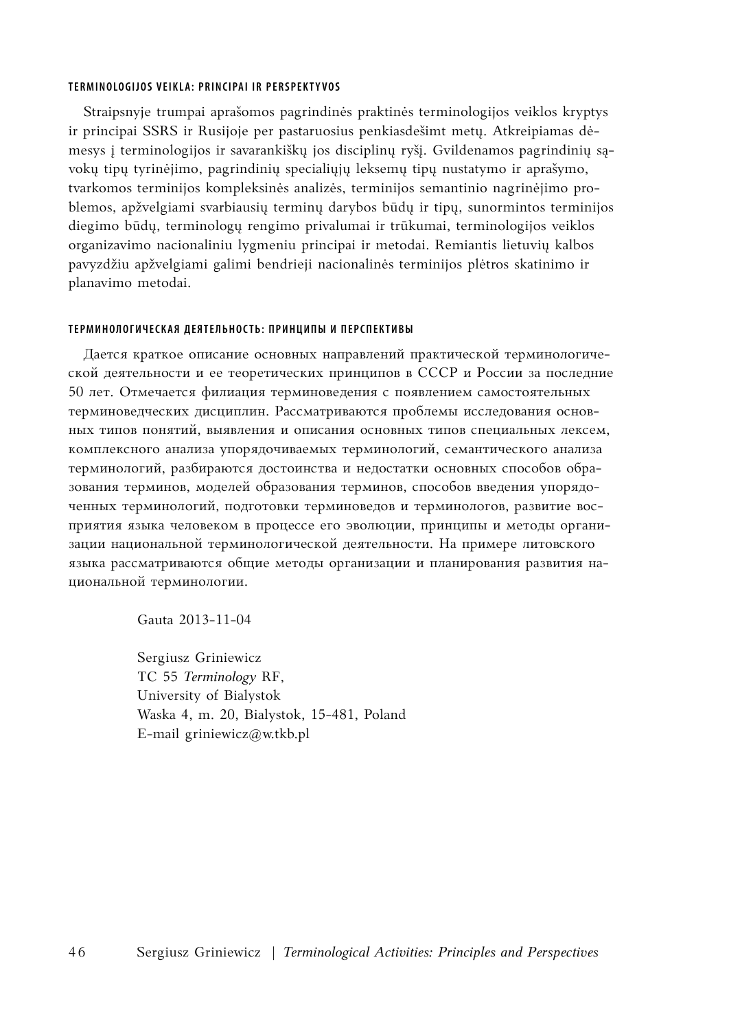#### TERMINOLOGIJOS VEIKLA: PRINCIPAI IR PERSPEKTYVOS

Straipsnyje trumpai aprašomos pagrindinės praktinės terminologijos veiklos kryptys ir principai SSRS ir Rusijoje per pastaruosius penkiasdešimt metų. Atkreipiamas dėmesys į terminologijos ir savarankiškų jos disciplinų ryšį. Gvildenamos pagrindinių sąvokų tipų tyrinėjimo, pagrindinių specialiųjų leksemų tipų nustatymo ir aprašymo, tvarkomos terminijos kompleksinės analizės, terminijos semantinio nagrinėjimo problemos, apžvelgiami svarbiausių terminų darybos būdų ir tipų, sunormintos terminijos diegimo būdų, terminologų rengimo privalumai ir trūkumai, terminologijos veiklos organizavimo nacionaliniu lygmeniu principai ir metodai. Remiantis lietuvių kalbos pavyzdžiu apžvelgiami galimi bendrieji nacionalinės terminijos plėtros skatinimo ir planavimo metodai.

#### ТЕРМИНОЛОГИЧЕСКАЯ ДЕЯТЕЛЬНОСТЬ: ПРИНЦИПЫ И ПЕРСПЕКТИВЫ

Дается краткое описание основных направлений практической терминологической деятельности и ее теоретических принципов в СССР и России за последние 50 лет. Отмечается филиация терминоведения с появлением самостоятельных терминоведческих дисциплин. Рассматриваются проблемы исследования основных типов понятий, выявления и описания основных типов специальных лексем, комплексного анализа упорядочиваемых терминологий, семантического анализа терминологий, разбираются достоинства и недостатки основных способов образования терминов, моделей образования терминов, способов введения упорядоченных терминологий, подготовки терминоведов и терминологов, развитие восприятия языка человеком в процессе его эволюции, принципы и методы организации национальной терминологической деятельности. На примере литовского языка рассматриваются общие методы организации и планирования развития национальной терминологии.

Gauta 2013-11-04

Sergiusz Griniewicz
TC 55 *Terminology* RF,
University of Bialystok
Waska 4, m. 20, Bialystok, 15-481, Poland
E-mail griniewicz@w.tkb.pl